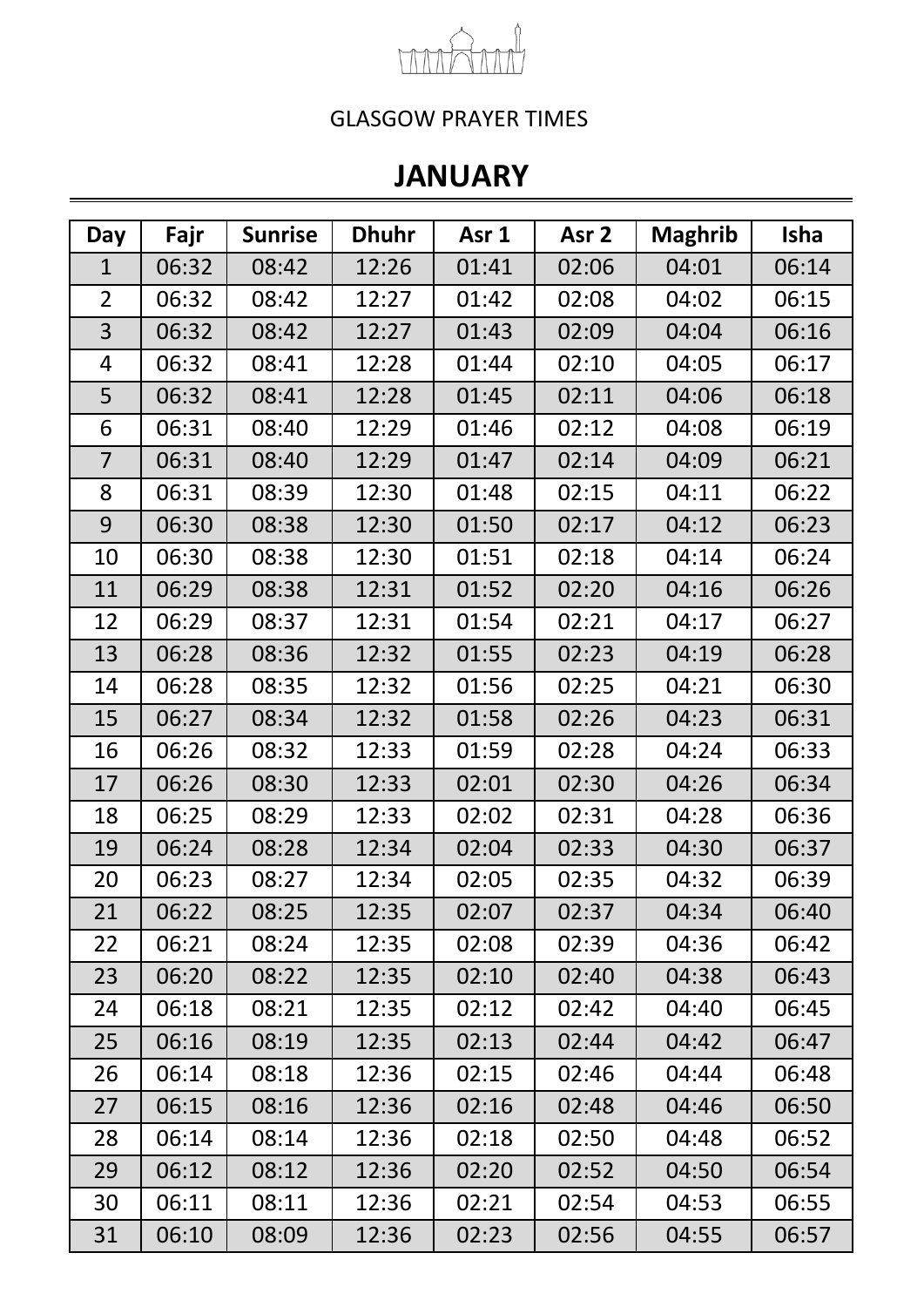GLASGOW PRAYER TIMES

# JANUARY

| Day | Fajr | Sunrise | Dhuhr | Asr 1 | Asr 2 | Maghrib | Isha |
|---|---|---|---|---|---|---|---|
| 1 | 06:32 | 08:42 | 12:26 | 01:41 | 02:06 | 04:01 | 06:14 |
| 2 | 06:32 | 08:42 | 12:27 | 01:42 | 02:08 | 04:02 | 06:15 |
| 3 | 06:32 | 08:42 | 12:27 | 01:43 | 02:09 | 04:04 | 06:16 |
| 4 | 06:32 | 08:41 | 12:28 | 01:44 | 02:10 | 04:05 | 06:17 |
| 5 | 06:32 | 08:41 | 12:28 | 01:45 | 02:11 | 04:06 | 06:18 |
| 6 | 06:31 | 08:40 | 12:29 | 01:46 | 02:12 | 04:08 | 06:19 |
| 7 | 06:31 | 08:40 | 12:29 | 01:47 | 02:14 | 04:09 | 06:21 |
| 8 | 06:31 | 08:39 | 12:30 | 01:48 | 02:15 | 04:11 | 06:22 |
| 9 | 06:30 | 08:38 | 12:30 | 01:50 | 02:17 | 04:12 | 06:23 |
| 10 | 06:30 | 08:38 | 12:30 | 01:51 | 02:18 | 04:14 | 06:24 |
| 11 | 06:29 | 08:38 | 12:31 | 01:52 | 02:20 | 04:16 | 06:26 |
| 12 | 06:29 | 08:37 | 12:31 | 01:54 | 02:21 | 04:17 | 06:27 |
| 13 | 06:28 | 08:36 | 12:32 | 01:55 | 02:23 | 04:19 | 06:28 |
| 14 | 06:28 | 08:35 | 12:32 | 01:56 | 02:25 | 04:21 | 06:30 |
| 15 | 06:27 | 08:34 | 12:32 | 01:58 | 02:26 | 04:23 | 06:31 |
| 16 | 06:26 | 08:32 | 12:33 | 01:59 | 02:28 | 04:24 | 06:33 |
| 17 | 06:26 | 08:30 | 12:33 | 02:01 | 02:30 | 04:26 | 06:34 |
| 18 | 06:25 | 08:29 | 12:33 | 02:02 | 02:31 | 04:28 | 06:36 |
| 19 | 06:24 | 08:28 | 12:34 | 02:04 | 02:33 | 04:30 | 06:37 |
| 20 | 06:23 | 08:27 | 12:34 | 02:05 | 02:35 | 04:32 | 06:39 |
| 21 | 06:22 | 08:25 | 12:35 | 02:07 | 02:37 | 04:34 | 06:40 |
| 22 | 06:21 | 08:24 | 12:35 | 02:08 | 02:39 | 04:36 | 06:42 |
| 23 | 06:20 | 08:22 | 12:35 | 02:10 | 02:40 | 04:38 | 06:43 |
| 24 | 06:18 | 08:21 | 12:35 | 02:12 | 02:42 | 04:40 | 06:45 |
| 25 | 06:16 | 08:19 | 12:35 | 02:13 | 02:44 | 04:42 | 06:47 |
| 26 | 06:14 | 08:18 | 12:36 | 02:15 | 02:46 | 04:44 | 06:48 |
| 27 | 06:15 | 08:16 | 12:36 | 02:16 | 02:48 | 04:46 | 06:50 |
| 28 | 06:14 | 08:14 | 12:36 | 02:18 | 02:50 | 04:48 | 06:52 |
| 29 | 06:12 | 08:12 | 12:36 | 02:20 | 02:52 | 04:50 | 06:54 |
| 30 | 06:11 | 08:11 | 12:36 | 02:21 | 02:54 | 04:53 | 06:55 |
| 31 | 06:10 | 08:09 | 12:36 | 02:23 | 02:56 | 04:55 | 06:57 |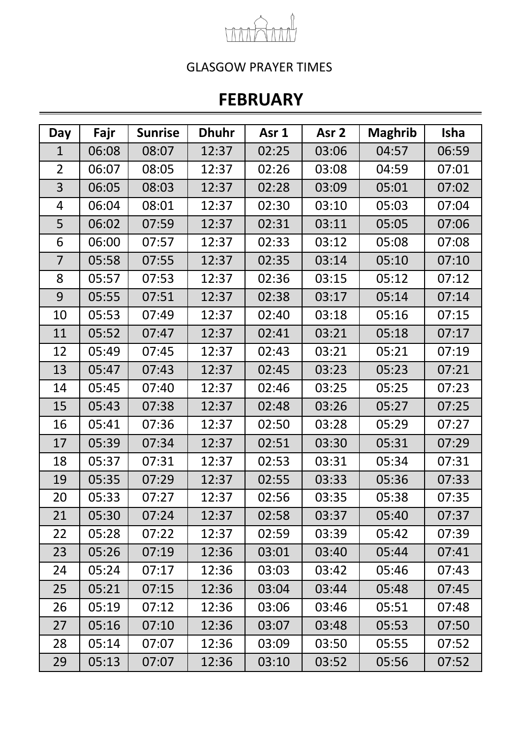GLASGOW PRAYER TIMES

# FEBRUARY

| Day | Fajr | Sunrise | Dhuhr | Asr 1 | Asr 2 | Maghrib | Isha |
|---|---|---|---|---|---|---|---|
| 1 | 06:08 | 08:07 | 12:37 | 02:25 | 03:06 | 04:57 | 06:59 |
| 2 | 06:07 | 08:05 | 12:37 | 02:26 | 03:08 | 04:59 | 07:01 |
| 3 | 06:05 | 08:03 | 12:37 | 02:28 | 03:09 | 05:01 | 07:02 |
| 4 | 06:04 | 08:01 | 12:37 | 02:30 | 03:10 | 05:03 | 07:04 |
| 5 | 06:02 | 07:59 | 12:37 | 02:31 | 03:11 | 05:05 | 07:06 |
| 6 | 06:00 | 07:57 | 12:37 | 02:33 | 03:12 | 05:08 | 07:08 |
| 7 | 05:58 | 07:55 | 12:37 | 02:35 | 03:14 | 05:10 | 07:10 |
| 8 | 05:57 | 07:53 | 12:37 | 02:36 | 03:15 | 05:12 | 07:12 |
| 9 | 05:55 | 07:51 | 12:37 | 02:38 | 03:17 | 05:14 | 07:14 |
| 10 | 05:53 | 07:49 | 12:37 | 02:40 | 03:18 | 05:16 | 07:15 |
| 11 | 05:52 | 07:47 | 12:37 | 02:41 | 03:21 | 05:18 | 07:17 |
| 12 | 05:49 | 07:45 | 12:37 | 02:43 | 03:21 | 05:21 | 07:19 |
| 13 | 05:47 | 07:43 | 12:37 | 02:45 | 03:23 | 05:23 | 07:21 |
| 14 | 05:45 | 07:40 | 12:37 | 02:46 | 03:25 | 05:25 | 07:23 |
| 15 | 05:43 | 07:38 | 12:37 | 02:48 | 03:26 | 05:27 | 07:25 |
| 16 | 05:41 | 07:36 | 12:37 | 02:50 | 03:28 | 05:29 | 07:27 |
| 17 | 05:39 | 07:34 | 12:37 | 02:51 | 03:30 | 05:31 | 07:29 |
| 18 | 05:37 | 07:31 | 12:37 | 02:53 | 03:31 | 05:34 | 07:31 |
| 19 | 05:35 | 07:29 | 12:37 | 02:55 | 03:33 | 05:36 | 07:33 |
| 20 | 05:33 | 07:27 | 12:37 | 02:56 | 03:35 | 05:38 | 07:35 |
| 21 | 05:30 | 07:24 | 12:37 | 02:58 | 03:37 | 05:40 | 07:37 |
| 22 | 05:28 | 07:22 | 12:37 | 02:59 | 03:39 | 05:42 | 07:39 |
| 23 | 05:26 | 07:19 | 12:36 | 03:01 | 03:40 | 05:44 | 07:41 |
| 24 | 05:24 | 07:17 | 12:36 | 03:03 | 03:42 | 05:46 | 07:43 |
| 25 | 05:21 | 07:15 | 12:36 | 03:04 | 03:44 | 05:48 | 07:45 |
| 26 | 05:19 | 07:12 | 12:36 | 03:06 | 03:46 | 05:51 | 07:48 |
| 27 | 05:16 | 07:10 | 12:36 | 03:07 | 03:48 | 05:53 | 07:50 |
| 28 | 05:14 | 07:07 | 12:36 | 03:09 | 03:50 | 05:55 | 07:52 |
| 29 | 05:13 | 07:07 | 12:36 | 03:10 | 03:52 | 05:56 | 07:52 |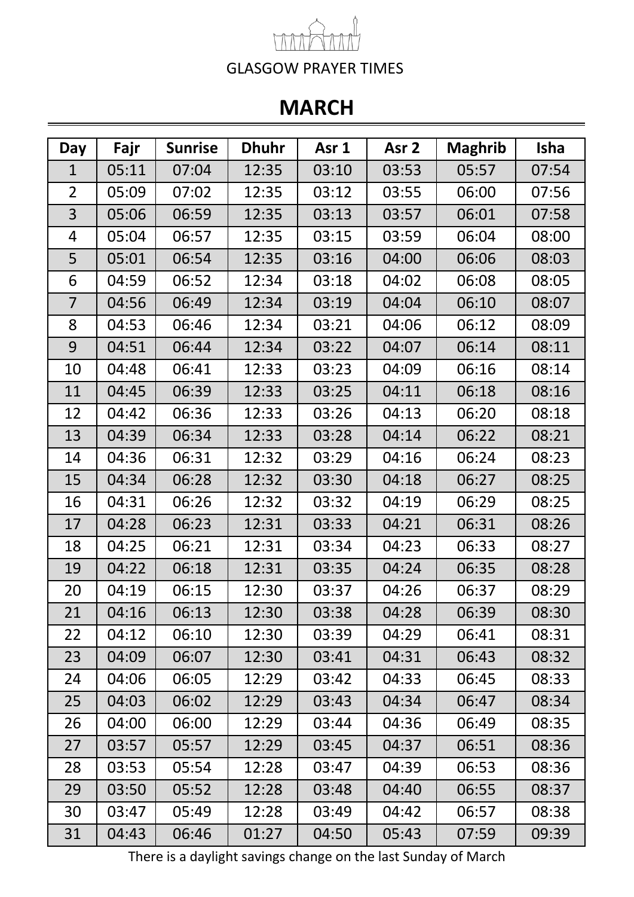GLASGOW PRAYER TIMES

# MARCH

| Day | Fajr | Sunrise | Dhuhr | Asr 1 | Asr 2 | Maghrib | Isha |
|---|---|---|---|---|---|---|---|
| 1 | 05:11 | 07:04 | 12:35 | 03:10 | 03:53 | 05:57 | 07:54 |
| 2 | 05:09 | 07:02 | 12:35 | 03:12 | 03:55 | 06:00 | 07:56 |
| 3 | 05:06 | 06:59 | 12:35 | 03:13 | 03:57 | 06:01 | 07:58 |
| 4 | 05:04 | 06:57 | 12:35 | 03:15 | 03:59 | 06:04 | 08:00 |
| 5 | 05:01 | 06:54 | 12:35 | 03:16 | 04:00 | 06:06 | 08:03 |
| 6 | 04:59 | 06:52 | 12:34 | 03:18 | 04:02 | 06:08 | 08:05 |
| 7 | 04:56 | 06:49 | 12:34 | 03:19 | 04:04 | 06:10 | 08:07 |
| 8 | 04:53 | 06:46 | 12:34 | 03:21 | 04:06 | 06:12 | 08:09 |
| 9 | 04:51 | 06:44 | 12:34 | 03:22 | 04:07 | 06:14 | 08:11 |
| 10 | 04:48 | 06:41 | 12:33 | 03:23 | 04:09 | 06:16 | 08:14 |
| 11 | 04:45 | 06:39 | 12:33 | 03:25 | 04:11 | 06:18 | 08:16 |
| 12 | 04:42 | 06:36 | 12:33 | 03:26 | 04:13 | 06:20 | 08:18 |
| 13 | 04:39 | 06:34 | 12:33 | 03:28 | 04:14 | 06:22 | 08:21 |
| 14 | 04:36 | 06:31 | 12:32 | 03:29 | 04:16 | 06:24 | 08:23 |
| 15 | 04:34 | 06:28 | 12:32 | 03:30 | 04:18 | 06:27 | 08:25 |
| 16 | 04:31 | 06:26 | 12:32 | 03:32 | 04:19 | 06:29 | 08:25 |
| 17 | 04:28 | 06:23 | 12:31 | 03:33 | 04:21 | 06:31 | 08:26 |
| 18 | 04:25 | 06:21 | 12:31 | 03:34 | 04:23 | 06:33 | 08:27 |
| 19 | 04:22 | 06:18 | 12:31 | 03:35 | 04:24 | 06:35 | 08:28 |
| 20 | 04:19 | 06:15 | 12:30 | 03:37 | 04:26 | 06:37 | 08:29 |
| 21 | 04:16 | 06:13 | 12:30 | 03:38 | 04:28 | 06:39 | 08:30 |
| 22 | 04:12 | 06:10 | 12:30 | 03:39 | 04:29 | 06:41 | 08:31 |
| 23 | 04:09 | 06:07 | 12:30 | 03:41 | 04:31 | 06:43 | 08:32 |
| 24 | 04:06 | 06:05 | 12:29 | 03:42 | 04:33 | 06:45 | 08:33 |
| 25 | 04:03 | 06:02 | 12:29 | 03:43 | 04:34 | 06:47 | 08:34 |
| 26 | 04:00 | 06:00 | 12:29 | 03:44 | 04:36 | 06:49 | 08:35 |
| 27 | 03:57 | 05:57 | 12:29 | 03:45 | 04:37 | 06:51 | 08:36 |
| 28 | 03:53 | 05:54 | 12:28 | 03:47 | 04:39 | 06:53 | 08:36 |
| 29 | 03:50 | 05:52 | 12:28 | 03:48 | 04:40 | 06:55 | 08:37 |
| 30 | 03:47 | 05:49 | 12:28 | 03:49 | 04:42 | 06:57 | 08:38 |
| 31 | 04:43 | 06:46 | 01:27 | 04:50 | 05:43 | 07:59 | 09:39 |

There is a daylight savings change on the last Sunday of March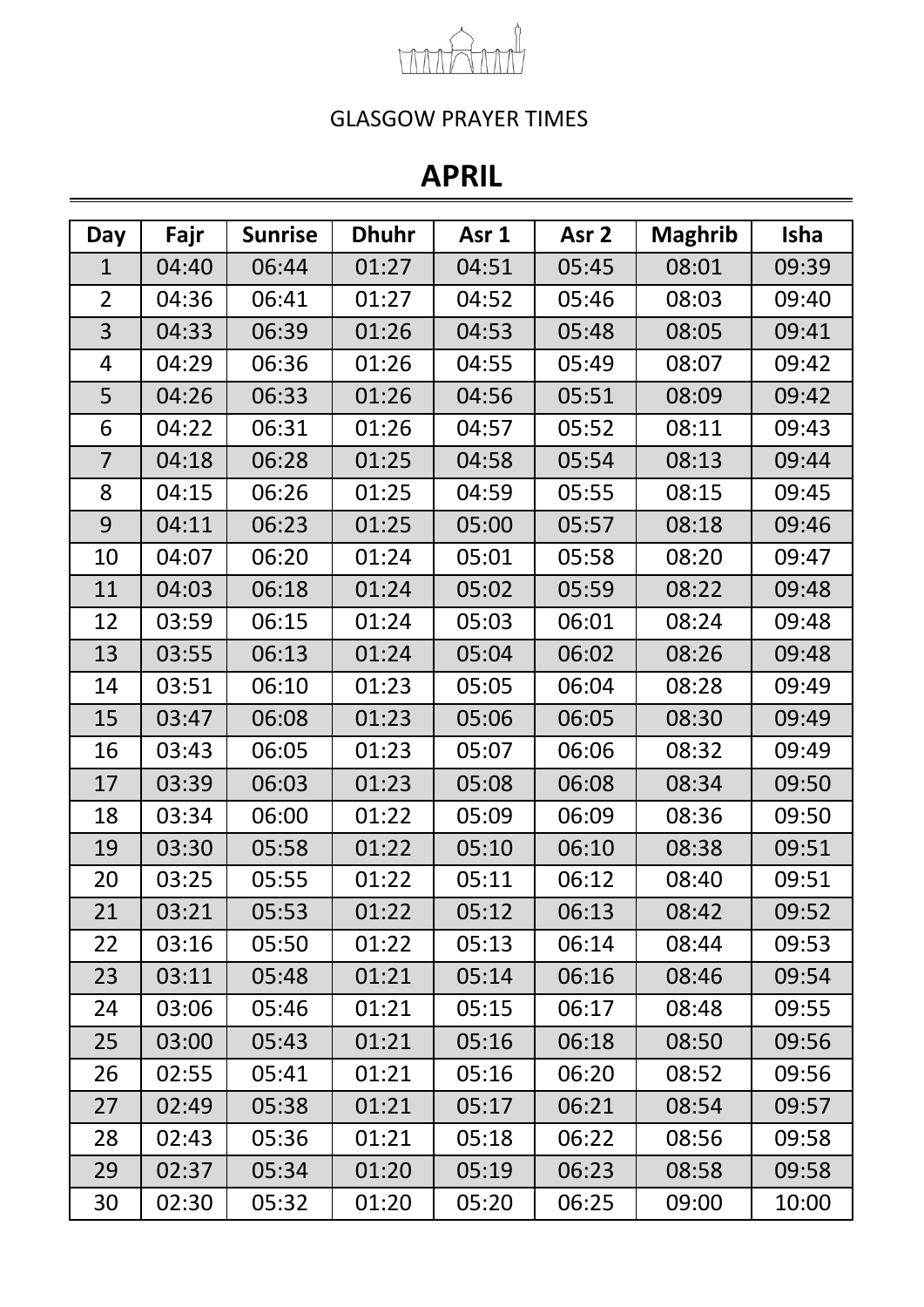GLASGOW PRAYER TIMES

# APRIL

| Day | Fajr | Sunrise | Dhuhr | Asr 1 | Asr 2 | Maghrib | Isha |
|---|---|---|---|---|---|---|---|
| 1 | 04:40 | 06:44 | 01:27 | 04:51 | 05:45 | 08:01 | 09:39 |
| 2 | 04:36 | 06:41 | 01:27 | 04:52 | 05:46 | 08:03 | 09:40 |
| 3 | 04:33 | 06:39 | 01:26 | 04:53 | 05:48 | 08:05 | 09:41 |
| 4 | 04:29 | 06:36 | 01:26 | 04:55 | 05:49 | 08:07 | 09:42 |
| 5 | 04:26 | 06:33 | 01:26 | 04:56 | 05:51 | 08:09 | 09:42 |
| 6 | 04:22 | 06:31 | 01:26 | 04:57 | 05:52 | 08:11 | 09:43 |
| 7 | 04:18 | 06:28 | 01:25 | 04:58 | 05:54 | 08:13 | 09:44 |
| 8 | 04:15 | 06:26 | 01:25 | 04:59 | 05:55 | 08:15 | 09:45 |
| 9 | 04:11 | 06:23 | 01:25 | 05:00 | 05:57 | 08:18 | 09:46 |
| 10 | 04:07 | 06:20 | 01:24 | 05:01 | 05:58 | 08:20 | 09:47 |
| 11 | 04:03 | 06:18 | 01:24 | 05:02 | 05:59 | 08:22 | 09:48 |
| 12 | 03:59 | 06:15 | 01:24 | 05:03 | 06:01 | 08:24 | 09:48 |
| 13 | 03:55 | 06:13 | 01:24 | 05:04 | 06:02 | 08:26 | 09:48 |
| 14 | 03:51 | 06:10 | 01:23 | 05:05 | 06:04 | 08:28 | 09:49 |
| 15 | 03:47 | 06:08 | 01:23 | 05:06 | 06:05 | 08:30 | 09:49 |
| 16 | 03:43 | 06:05 | 01:23 | 05:07 | 06:06 | 08:32 | 09:49 |
| 17 | 03:39 | 06:03 | 01:23 | 05:08 | 06:08 | 08:34 | 09:50 |
| 18 | 03:34 | 06:00 | 01:22 | 05:09 | 06:09 | 08:36 | 09:50 |
| 19 | 03:30 | 05:58 | 01:22 | 05:10 | 06:10 | 08:38 | 09:51 |
| 20 | 03:25 | 05:55 | 01:22 | 05:11 | 06:12 | 08:40 | 09:51 |
| 21 | 03:21 | 05:53 | 01:22 | 05:12 | 06:13 | 08:42 | 09:52 |
| 22 | 03:16 | 05:50 | 01:22 | 05:13 | 06:14 | 08:44 | 09:53 |
| 23 | 03:11 | 05:48 | 01:21 | 05:14 | 06:16 | 08:46 | 09:54 |
| 24 | 03:06 | 05:46 | 01:21 | 05:15 | 06:17 | 08:48 | 09:55 |
| 25 | 03:00 | 05:43 | 01:21 | 05:16 | 06:18 | 08:50 | 09:56 |
| 26 | 02:55 | 05:41 | 01:21 | 05:16 | 06:20 | 08:52 | 09:56 |
| 27 | 02:49 | 05:38 | 01:21 | 05:17 | 06:21 | 08:54 | 09:57 |
| 28 | 02:43 | 05:36 | 01:21 | 05:18 | 06:22 | 08:56 | 09:58 |
| 29 | 02:37 | 05:34 | 01:20 | 05:19 | 06:23 | 08:58 | 09:58 |
| 30 | 02:30 | 05:32 | 01:20 | 05:20 | 06:25 | 09:00 | 10:00 |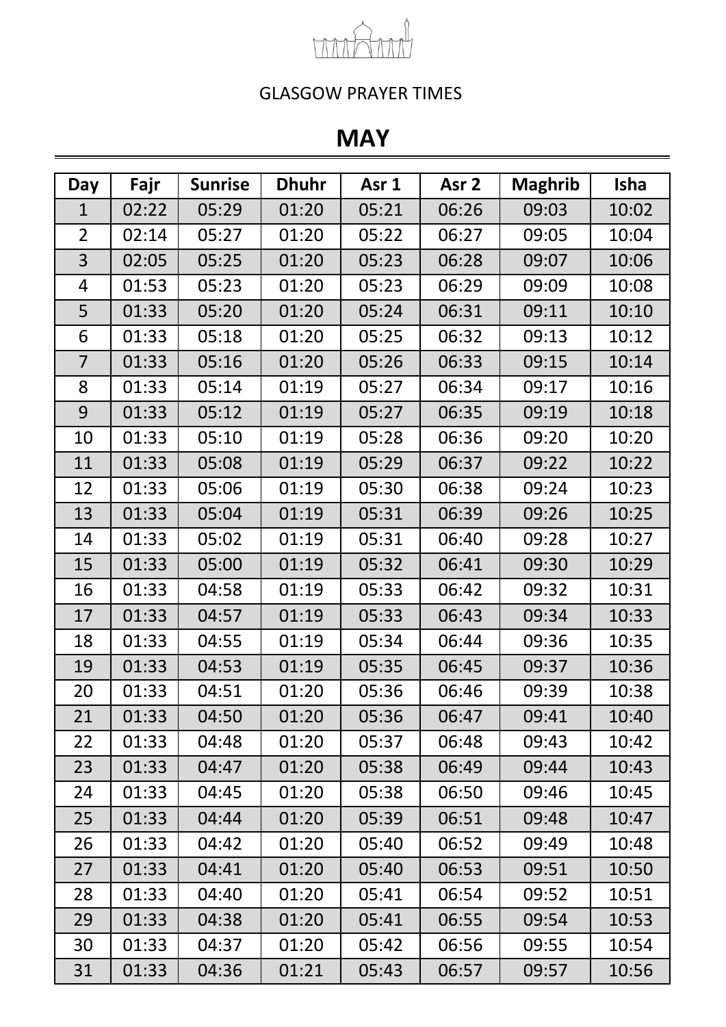GLASGOW PRAYER TIMES

# MAY

| Day | Fajr | Sunrise | Dhuhr | Asr 1 | Asr 2 | Maghrib | Isha |
|---|---|---|---|---|---|---|---|
| 1 | 02:22 | 05:29 | 01:20 | 05:21 | 06:26 | 09:03 | 10:02 |
| 2 | 02:14 | 05:27 | 01:20 | 05:22 | 06:27 | 09:05 | 10:04 |
| 3 | 02:05 | 05:25 | 01:20 | 05:23 | 06:28 | 09:07 | 10:06 |
| 4 | 01:53 | 05:23 | 01:20 | 05:23 | 06:29 | 09:09 | 10:08 |
| 5 | 01:33 | 05:20 | 01:20 | 05:24 | 06:31 | 09:11 | 10:10 |
| 6 | 01:33 | 05:18 | 01:20 | 05:25 | 06:32 | 09:13 | 10:12 |
| 7 | 01:33 | 05:16 | 01:20 | 05:26 | 06:33 | 09:15 | 10:14 |
| 8 | 01:33 | 05:14 | 01:19 | 05:27 | 06:34 | 09:17 | 10:16 |
| 9 | 01:33 | 05:12 | 01:19 | 05:27 | 06:35 | 09:19 | 10:18 |
| 10 | 01:33 | 05:10 | 01:19 | 05:28 | 06:36 | 09:20 | 10:20 |
| 11 | 01:33 | 05:08 | 01:19 | 05:29 | 06:37 | 09:22 | 10:22 |
| 12 | 01:33 | 05:06 | 01:19 | 05:30 | 06:38 | 09:24 | 10:23 |
| 13 | 01:33 | 05:04 | 01:19 | 05:31 | 06:39 | 09:26 | 10:25 |
| 14 | 01:33 | 05:02 | 01:19 | 05:31 | 06:40 | 09:28 | 10:27 |
| 15 | 01:33 | 05:00 | 01:19 | 05:32 | 06:41 | 09:30 | 10:29 |
| 16 | 01:33 | 04:58 | 01:19 | 05:33 | 06:42 | 09:32 | 10:31 |
| 17 | 01:33 | 04:57 | 01:19 | 05:33 | 06:43 | 09:34 | 10:33 |
| 18 | 01:33 | 04:55 | 01:19 | 05:34 | 06:44 | 09:36 | 10:35 |
| 19 | 01:33 | 04:53 | 01:19 | 05:35 | 06:45 | 09:37 | 10:36 |
| 20 | 01:33 | 04:51 | 01:20 | 05:36 | 06:46 | 09:39 | 10:38 |
| 21 | 01:33 | 04:50 | 01:20 | 05:36 | 06:47 | 09:41 | 10:40 |
| 22 | 01:33 | 04:48 | 01:20 | 05:37 | 06:48 | 09:43 | 10:42 |
| 23 | 01:33 | 04:47 | 01:20 | 05:38 | 06:49 | 09:44 | 10:43 |
| 24 | 01:33 | 04:45 | 01:20 | 05:38 | 06:50 | 09:46 | 10:45 |
| 25 | 01:33 | 04:44 | 01:20 | 05:39 | 06:51 | 09:48 | 10:47 |
| 26 | 01:33 | 04:42 | 01:20 | 05:40 | 06:52 | 09:49 | 10:48 |
| 27 | 01:33 | 04:41 | 01:20 | 05:40 | 06:53 | 09:51 | 10:50 |
| 28 | 01:33 | 04:40 | 01:20 | 05:41 | 06:54 | 09:52 | 10:51 |
| 29 | 01:33 | 04:38 | 01:20 | 05:41 | 06:55 | 09:54 | 10:53 |
| 30 | 01:33 | 04:37 | 01:20 | 05:42 | 06:56 | 09:55 | 10:54 |
| 31 | 01:33 | 04:36 | 01:21 | 05:43 | 06:57 | 09:57 | 10:56 |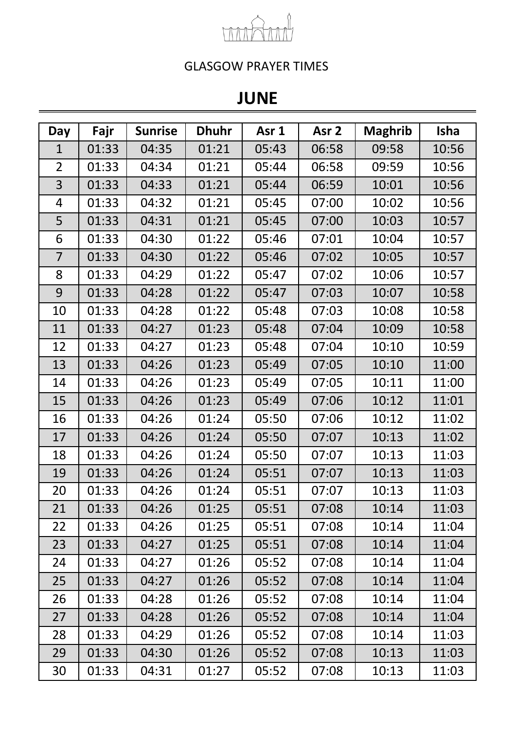GLASGOW PRAYER TIMES

# JUNE

| Day | Fajr | Sunrise | Dhuhr | Asr 1 | Asr 2 | Maghrib | Isha |
|---|---|---|---|---|---|---|---|
| 1 | 01:33 | 04:35 | 01:21 | 05:43 | 06:58 | 09:58 | 10:56 |
| 2 | 01:33 | 04:34 | 01:21 | 05:44 | 06:58 | 09:59 | 10:56 |
| 3 | 01:33 | 04:33 | 01:21 | 05:44 | 06:59 | 10:01 | 10:56 |
| 4 | 01:33 | 04:32 | 01:21 | 05:45 | 07:00 | 10:02 | 10:56 |
| 5 | 01:33 | 04:31 | 01:21 | 05:45 | 07:00 | 10:03 | 10:57 |
| 6 | 01:33 | 04:30 | 01:22 | 05:46 | 07:01 | 10:04 | 10:57 |
| 7 | 01:33 | 04:30 | 01:22 | 05:46 | 07:02 | 10:05 | 10:57 |
| 8 | 01:33 | 04:29 | 01:22 | 05:47 | 07:02 | 10:06 | 10:57 |
| 9 | 01:33 | 04:28 | 01:22 | 05:47 | 07:03 | 10:07 | 10:58 |
| 10 | 01:33 | 04:28 | 01:22 | 05:48 | 07:03 | 10:08 | 10:58 |
| 11 | 01:33 | 04:27 | 01:23 | 05:48 | 07:04 | 10:09 | 10:58 |
| 12 | 01:33 | 04:27 | 01:23 | 05:48 | 07:04 | 10:10 | 10:59 |
| 13 | 01:33 | 04:26 | 01:23 | 05:49 | 07:05 | 10:10 | 11:00 |
| 14 | 01:33 | 04:26 | 01:23 | 05:49 | 07:05 | 10:11 | 11:00 |
| 15 | 01:33 | 04:26 | 01:23 | 05:49 | 07:06 | 10:12 | 11:01 |
| 16 | 01:33 | 04:26 | 01:24 | 05:50 | 07:06 | 10:12 | 11:02 |
| 17 | 01:33 | 04:26 | 01:24 | 05:50 | 07:07 | 10:13 | 11:02 |
| 18 | 01:33 | 04:26 | 01:24 | 05:50 | 07:07 | 10:13 | 11:03 |
| 19 | 01:33 | 04:26 | 01:24 | 05:51 | 07:07 | 10:13 | 11:03 |
| 20 | 01:33 | 04:26 | 01:24 | 05:51 | 07:07 | 10:13 | 11:03 |
| 21 | 01:33 | 04:26 | 01:25 | 05:51 | 07:08 | 10:14 | 11:03 |
| 22 | 01:33 | 04:26 | 01:25 | 05:51 | 07:08 | 10:14 | 11:04 |
| 23 | 01:33 | 04:27 | 01:25 | 05:51 | 07:08 | 10:14 | 11:04 |
| 24 | 01:33 | 04:27 | 01:26 | 05:52 | 07:08 | 10:14 | 11:04 |
| 25 | 01:33 | 04:27 | 01:26 | 05:52 | 07:08 | 10:14 | 11:04 |
| 26 | 01:33 | 04:28 | 01:26 | 05:52 | 07:08 | 10:14 | 11:04 |
| 27 | 01:33 | 04:28 | 01:26 | 05:52 | 07:08 | 10:14 | 11:04 |
| 28 | 01:33 | 04:29 | 01:26 | 05:52 | 07:08 | 10:14 | 11:03 |
| 29 | 01:33 | 04:30 | 01:26 | 05:52 | 07:08 | 10:13 | 11:03 |
| 30 | 01:33 | 04:31 | 01:27 | 05:52 | 07:08 | 10:13 | 11:03 |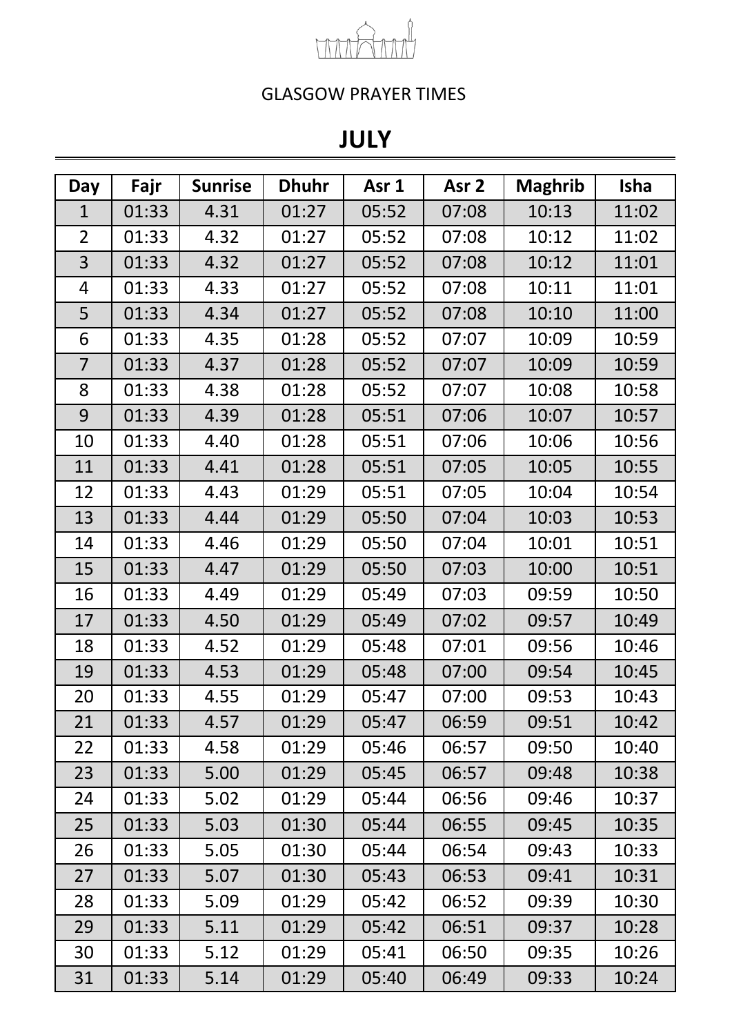GLASGOW PRAYER TIMES

# JULY

| Day | Fajr | Sunrise | Dhuhr | Asr 1 | Asr 2 | Maghrib | Isha |
|---|---|---|---|---|---|---|---|
| 1 | 01:33 | 4.31 | 01:27 | 05:52 | 07:08 | 10:13 | 11:02 |
| 2 | 01:33 | 4.32 | 01:27 | 05:52 | 07:08 | 10:12 | 11:02 |
| 3 | 01:33 | 4.32 | 01:27 | 05:52 | 07:08 | 10:12 | 11:01 |
| 4 | 01:33 | 4.33 | 01:27 | 05:52 | 07:08 | 10:11 | 11:01 |
| 5 | 01:33 | 4.34 | 01:27 | 05:52 | 07:08 | 10:10 | 11:00 |
| 6 | 01:33 | 4.35 | 01:28 | 05:52 | 07:07 | 10:09 | 10:59 |
| 7 | 01:33 | 4.37 | 01:28 | 05:52 | 07:07 | 10:09 | 10:59 |
| 8 | 01:33 | 4.38 | 01:28 | 05:52 | 07:07 | 10:08 | 10:58 |
| 9 | 01:33 | 4.39 | 01:28 | 05:51 | 07:06 | 10:07 | 10:57 |
| 10 | 01:33 | 4.40 | 01:28 | 05:51 | 07:06 | 10:06 | 10:56 |
| 11 | 01:33 | 4.41 | 01:28 | 05:51 | 07:05 | 10:05 | 10:55 |
| 12 | 01:33 | 4.43 | 01:29 | 05:51 | 07:05 | 10:04 | 10:54 |
| 13 | 01:33 | 4.44 | 01:29 | 05:50 | 07:04 | 10:03 | 10:53 |
| 14 | 01:33 | 4.46 | 01:29 | 05:50 | 07:04 | 10:01 | 10:51 |
| 15 | 01:33 | 4.47 | 01:29 | 05:50 | 07:03 | 10:00 | 10:51 |
| 16 | 01:33 | 4.49 | 01:29 | 05:49 | 07:03 | 09:59 | 10:50 |
| 17 | 01:33 | 4.50 | 01:29 | 05:49 | 07:02 | 09:57 | 10:49 |
| 18 | 01:33 | 4.52 | 01:29 | 05:48 | 07:01 | 09:56 | 10:46 |
| 19 | 01:33 | 4.53 | 01:29 | 05:48 | 07:00 | 09:54 | 10:45 |
| 20 | 01:33 | 4.55 | 01:29 | 05:47 | 07:00 | 09:53 | 10:43 |
| 21 | 01:33 | 4.57 | 01:29 | 05:47 | 06:59 | 09:51 | 10:42 |
| 22 | 01:33 | 4.58 | 01:29 | 05:46 | 06:57 | 09:50 | 10:40 |
| 23 | 01:33 | 5.00 | 01:29 | 05:45 | 06:57 | 09:48 | 10:38 |
| 24 | 01:33 | 5.02 | 01:29 | 05:44 | 06:56 | 09:46 | 10:37 |
| 25 | 01:33 | 5.03 | 01:30 | 05:44 | 06:55 | 09:45 | 10:35 |
| 26 | 01:33 | 5.05 | 01:30 | 05:44 | 06:54 | 09:43 | 10:33 |
| 27 | 01:33 | 5.07 | 01:30 | 05:43 | 06:53 | 09:41 | 10:31 |
| 28 | 01:33 | 5.09 | 01:29 | 05:42 | 06:52 | 09:39 | 10:30 |
| 29 | 01:33 | 5.11 | 01:29 | 05:42 | 06:51 | 09:37 | 10:28 |
| 30 | 01:33 | 5.12 | 01:29 | 05:41 | 06:50 | 09:35 | 10:26 |
| 31 | 01:33 | 5.14 | 01:29 | 05:40 | 06:49 | 09:33 | 10:24 |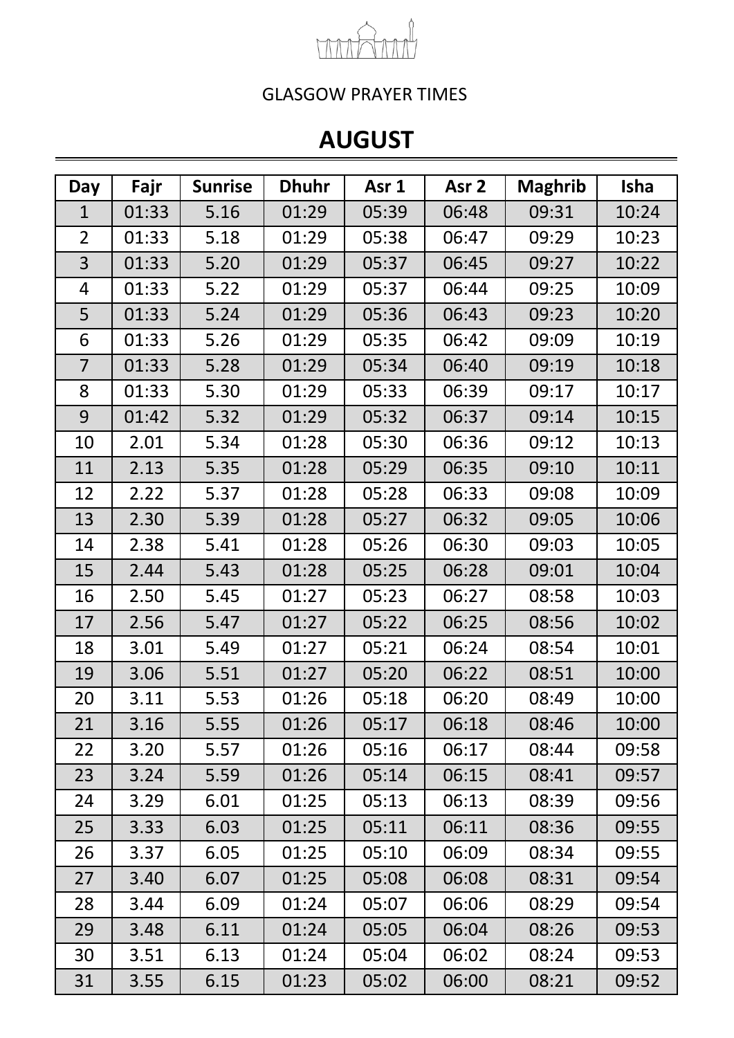GLASGOW PRAYER TIMES

# AUGUST

| Day | Fajr | Sunrise | Dhuhr | Asr 1 | Asr 2 | Maghrib | Isha |
|---|---|---|---|---|---|---|---|
| 1 | 01:33 | 5.16 | 01:29 | 05:39 | 06:48 | 09:31 | 10:24 |
| 2 | 01:33 | 5.18 | 01:29 | 05:38 | 06:47 | 09:29 | 10:23 |
| 3 | 01:33 | 5.20 | 01:29 | 05:37 | 06:45 | 09:27 | 10:22 |
| 4 | 01:33 | 5.22 | 01:29 | 05:37 | 06:44 | 09:25 | 10:09 |
| 5 | 01:33 | 5.24 | 01:29 | 05:36 | 06:43 | 09:23 | 10:20 |
| 6 | 01:33 | 5.26 | 01:29 | 05:35 | 06:42 | 09:09 | 10:19 |
| 7 | 01:33 | 5.28 | 01:29 | 05:34 | 06:40 | 09:19 | 10:18 |
| 8 | 01:33 | 5.30 | 01:29 | 05:33 | 06:39 | 09:17 | 10:17 |
| 9 | 01:42 | 5.32 | 01:29 | 05:32 | 06:37 | 09:14 | 10:15 |
| 10 | 2.01 | 5.34 | 01:28 | 05:30 | 06:36 | 09:12 | 10:13 |
| 11 | 2.13 | 5.35 | 01:28 | 05:29 | 06:35 | 09:10 | 10:11 |
| 12 | 2.22 | 5.37 | 01:28 | 05:28 | 06:33 | 09:08 | 10:09 |
| 13 | 2.30 | 5.39 | 01:28 | 05:27 | 06:32 | 09:05 | 10:06 |
| 14 | 2.38 | 5.41 | 01:28 | 05:26 | 06:30 | 09:03 | 10:05 |
| 15 | 2.44 | 5.43 | 01:28 | 05:25 | 06:28 | 09:01 | 10:04 |
| 16 | 2.50 | 5.45 | 01:27 | 05:23 | 06:27 | 08:58 | 10:03 |
| 17 | 2.56 | 5.47 | 01:27 | 05:22 | 06:25 | 08:56 | 10:02 |
| 18 | 3.01 | 5.49 | 01:27 | 05:21 | 06:24 | 08:54 | 10:01 |
| 19 | 3.06 | 5.51 | 01:27 | 05:20 | 06:22 | 08:51 | 10:00 |
| 20 | 3.11 | 5.53 | 01:26 | 05:18 | 06:20 | 08:49 | 10:00 |
| 21 | 3.16 | 5.55 | 01:26 | 05:17 | 06:18 | 08:46 | 10:00 |
| 22 | 3.20 | 5.57 | 01:26 | 05:16 | 06:17 | 08:44 | 09:58 |
| 23 | 3.24 | 5.59 | 01:26 | 05:14 | 06:15 | 08:41 | 09:57 |
| 24 | 3.29 | 6.01 | 01:25 | 05:13 | 06:13 | 08:39 | 09:56 |
| 25 | 3.33 | 6.03 | 01:25 | 05:11 | 06:11 | 08:36 | 09:55 |
| 26 | 3.37 | 6.05 | 01:25 | 05:10 | 06:09 | 08:34 | 09:55 |
| 27 | 3.40 | 6.07 | 01:25 | 05:08 | 06:08 | 08:31 | 09:54 |
| 28 | 3.44 | 6.09 | 01:24 | 05:07 | 06:06 | 08:29 | 09:54 |
| 29 | 3.48 | 6.11 | 01:24 | 05:05 | 06:04 | 08:26 | 09:53 |
| 30 | 3.51 | 6.13 | 01:24 | 05:04 | 06:02 | 08:24 | 09:53 |
| 31 | 3.55 | 6.15 | 01:23 | 05:02 | 06:00 | 08:21 | 09:52 |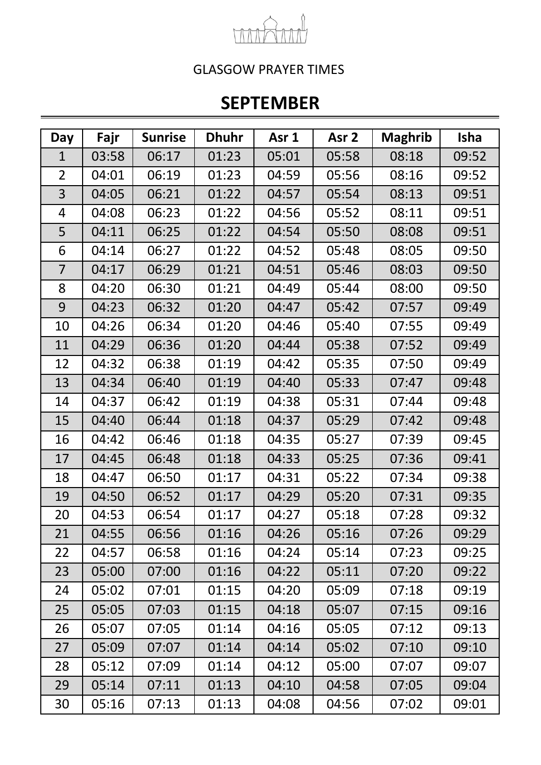GLASGOW PRAYER TIMES

# SEPTEMBER

| Day | Fajr | Sunrise | Dhuhr | Asr 1 | Asr 2 | Maghrib | Isha |
|---|---|---|---|---|---|---|---|
| 1 | 03:58 | 06:17 | 01:23 | 05:01 | 05:58 | 08:18 | 09:52 |
| 2 | 04:01 | 06:19 | 01:23 | 04:59 | 05:56 | 08:16 | 09:52 |
| 3 | 04:05 | 06:21 | 01:22 | 04:57 | 05:54 | 08:13 | 09:51 |
| 4 | 04:08 | 06:23 | 01:22 | 04:56 | 05:52 | 08:11 | 09:51 |
| 5 | 04:11 | 06:25 | 01:22 | 04:54 | 05:50 | 08:08 | 09:51 |
| 6 | 04:14 | 06:27 | 01:22 | 04:52 | 05:48 | 08:05 | 09:50 |
| 7 | 04:17 | 06:29 | 01:21 | 04:51 | 05:46 | 08:03 | 09:50 |
| 8 | 04:20 | 06:30 | 01:21 | 04:49 | 05:44 | 08:00 | 09:50 |
| 9 | 04:23 | 06:32 | 01:20 | 04:47 | 05:42 | 07:57 | 09:49 |
| 10 | 04:26 | 06:34 | 01:20 | 04:46 | 05:40 | 07:55 | 09:49 |
| 11 | 04:29 | 06:36 | 01:20 | 04:44 | 05:38 | 07:52 | 09:49 |
| 12 | 04:32 | 06:38 | 01:19 | 04:42 | 05:35 | 07:50 | 09:49 |
| 13 | 04:34 | 06:40 | 01:19 | 04:40 | 05:33 | 07:47 | 09:48 |
| 14 | 04:37 | 06:42 | 01:19 | 04:38 | 05:31 | 07:44 | 09:48 |
| 15 | 04:40 | 06:44 | 01:18 | 04:37 | 05:29 | 07:42 | 09:48 |
| 16 | 04:42 | 06:46 | 01:18 | 04:35 | 05:27 | 07:39 | 09:45 |
| 17 | 04:45 | 06:48 | 01:18 | 04:33 | 05:25 | 07:36 | 09:41 |
| 18 | 04:47 | 06:50 | 01:17 | 04:31 | 05:22 | 07:34 | 09:38 |
| 19 | 04:50 | 06:52 | 01:17 | 04:29 | 05:20 | 07:31 | 09:35 |
| 20 | 04:53 | 06:54 | 01:17 | 04:27 | 05:18 | 07:28 | 09:32 |
| 21 | 04:55 | 06:56 | 01:16 | 04:26 | 05:16 | 07:26 | 09:29 |
| 22 | 04:57 | 06:58 | 01:16 | 04:24 | 05:14 | 07:23 | 09:25 |
| 23 | 05:00 | 07:00 | 01:16 | 04:22 | 05:11 | 07:20 | 09:22 |
| 24 | 05:02 | 07:01 | 01:15 | 04:20 | 05:09 | 07:18 | 09:19 |
| 25 | 05:05 | 07:03 | 01:15 | 04:18 | 05:07 | 07:15 | 09:16 |
| 26 | 05:07 | 07:05 | 01:14 | 04:16 | 05:05 | 07:12 | 09:13 |
| 27 | 05:09 | 07:07 | 01:14 | 04:14 | 05:02 | 07:10 | 09:10 |
| 28 | 05:12 | 07:09 | 01:14 | 04:12 | 05:00 | 07:07 | 09:07 |
| 29 | 05:14 | 07:11 | 01:13 | 04:10 | 04:58 | 07:05 | 09:04 |
| 30 | 05:16 | 07:13 | 01:13 | 04:08 | 04:56 | 07:02 | 09:01 |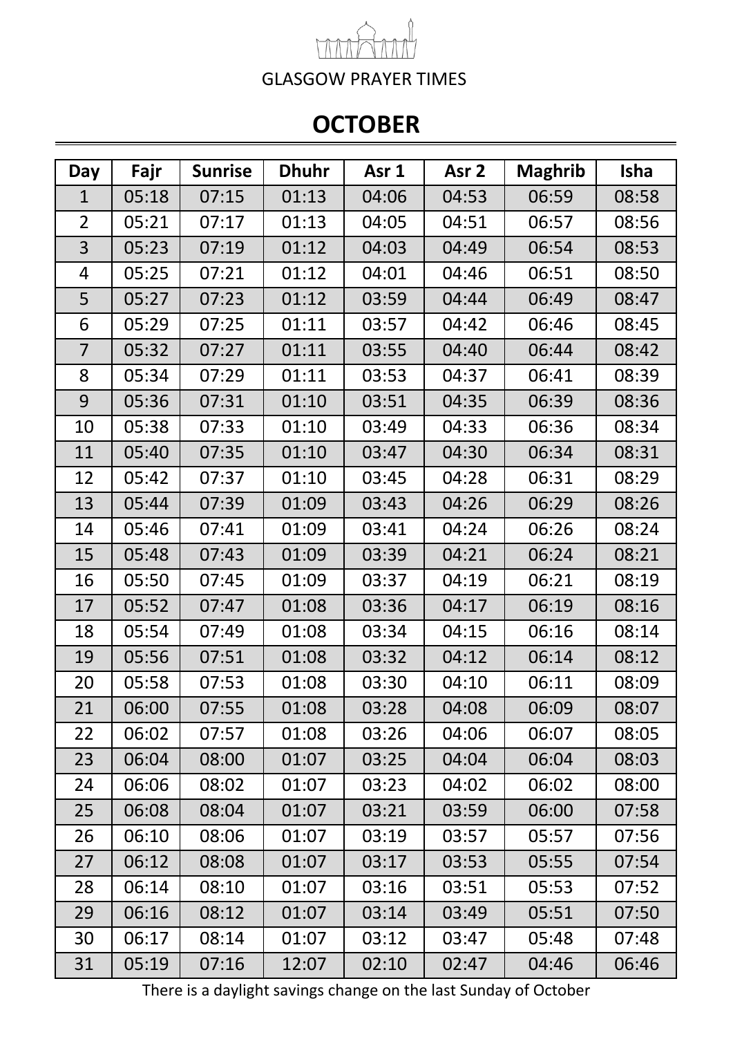GLASGOW PRAYER TIMES

# OCTOBER

| Day | Fajr | Sunrise | Dhuhr | Asr 1 | Asr 2 | Maghrib | Isha |
|---|---|---|---|---|---|---|---|
| 1 | 05:18 | 07:15 | 01:13 | 04:06 | 04:53 | 06:59 | 08:58 |
| 2 | 05:21 | 07:17 | 01:13 | 04:05 | 04:51 | 06:57 | 08:56 |
| 3 | 05:23 | 07:19 | 01:12 | 04:03 | 04:49 | 06:54 | 08:53 |
| 4 | 05:25 | 07:21 | 01:12 | 04:01 | 04:46 | 06:51 | 08:50 |
| 5 | 05:27 | 07:23 | 01:12 | 03:59 | 04:44 | 06:49 | 08:47 |
| 6 | 05:29 | 07:25 | 01:11 | 03:57 | 04:42 | 06:46 | 08:45 |
| 7 | 05:32 | 07:27 | 01:11 | 03:55 | 04:40 | 06:44 | 08:42 |
| 8 | 05:34 | 07:29 | 01:11 | 03:53 | 04:37 | 06:41 | 08:39 |
| 9 | 05:36 | 07:31 | 01:10 | 03:51 | 04:35 | 06:39 | 08:36 |
| 10 | 05:38 | 07:33 | 01:10 | 03:49 | 04:33 | 06:36 | 08:34 |
| 11 | 05:40 | 07:35 | 01:10 | 03:47 | 04:30 | 06:34 | 08:31 |
| 12 | 05:42 | 07:37 | 01:10 | 03:45 | 04:28 | 06:31 | 08:29 |
| 13 | 05:44 | 07:39 | 01:09 | 03:43 | 04:26 | 06:29 | 08:26 |
| 14 | 05:46 | 07:41 | 01:09 | 03:41 | 04:24 | 06:26 | 08:24 |
| 15 | 05:48 | 07:43 | 01:09 | 03:39 | 04:21 | 06:24 | 08:21 |
| 16 | 05:50 | 07:45 | 01:09 | 03:37 | 04:19 | 06:21 | 08:19 |
| 17 | 05:52 | 07:47 | 01:08 | 03:36 | 04:17 | 06:19 | 08:16 |
| 18 | 05:54 | 07:49 | 01:08 | 03:34 | 04:15 | 06:16 | 08:14 |
| 19 | 05:56 | 07:51 | 01:08 | 03:32 | 04:12 | 06:14 | 08:12 |
| 20 | 05:58 | 07:53 | 01:08 | 03:30 | 04:10 | 06:11 | 08:09 |
| 21 | 06:00 | 07:55 | 01:08 | 03:28 | 04:08 | 06:09 | 08:07 |
| 22 | 06:02 | 07:57 | 01:08 | 03:26 | 04:06 | 06:07 | 08:05 |
| 23 | 06:04 | 08:00 | 01:07 | 03:25 | 04:04 | 06:04 | 08:03 |
| 24 | 06:06 | 08:02 | 01:07 | 03:23 | 04:02 | 06:02 | 08:00 |
| 25 | 06:08 | 08:04 | 01:07 | 03:21 | 03:59 | 06:00 | 07:58 |
| 26 | 06:10 | 08:06 | 01:07 | 03:19 | 03:57 | 05:57 | 07:56 |
| 27 | 06:12 | 08:08 | 01:07 | 03:17 | 03:53 | 05:55 | 07:54 |
| 28 | 06:14 | 08:10 | 01:07 | 03:16 | 03:51 | 05:53 | 07:52 |
| 29 | 06:16 | 08:12 | 01:07 | 03:14 | 03:49 | 05:51 | 07:50 |
| 30 | 06:17 | 08:14 | 01:07 | 03:12 | 03:47 | 05:48 | 07:48 |
| 31 | 05:19 | 07:16 | 12:07 | 02:10 | 02:47 | 04:46 | 06:46 |

There is a daylight savings change on the last Sunday of October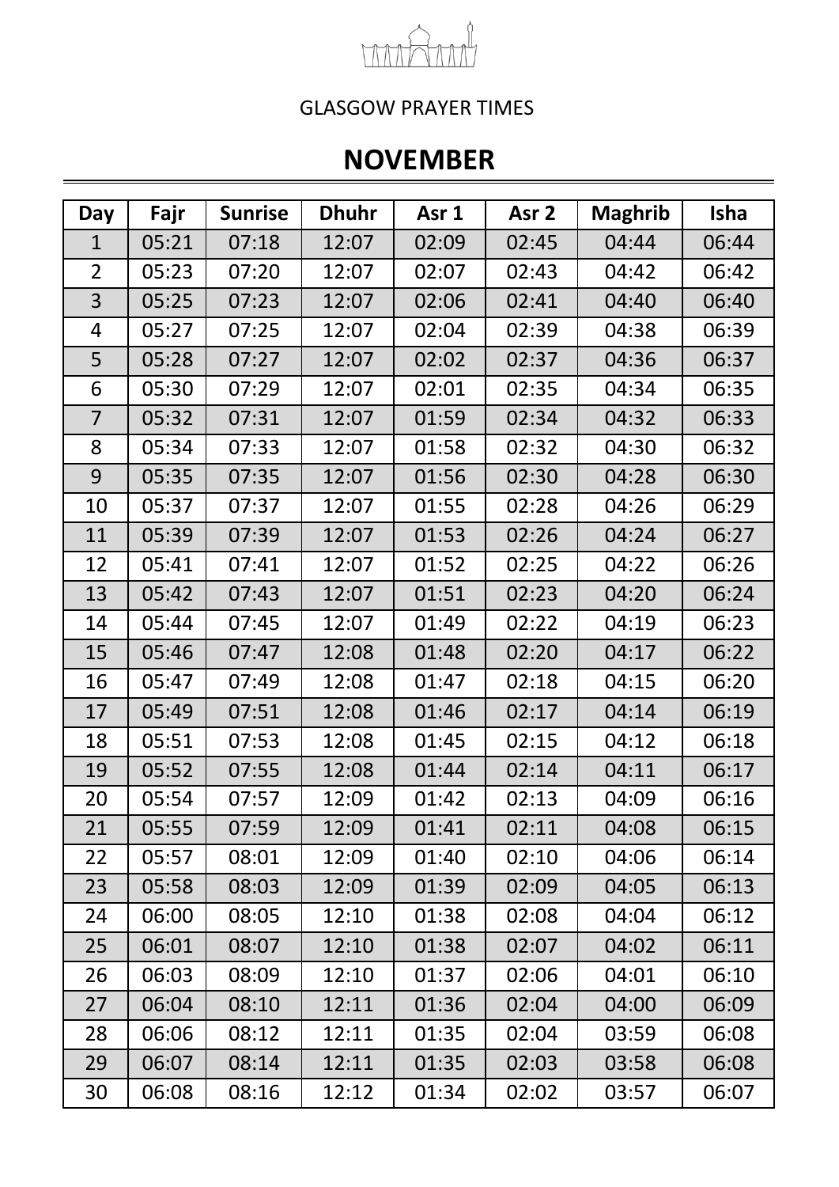GLASGOW PRAYER TIMES

# NOVEMBER

| Day | Fajr | Sunrise | Dhuhr | Asr 1 | Asr 2 | Maghrib | Isha |
|---|---|---|---|---|---|---|---|
| 1 | 05:21 | 07:18 | 12:07 | 02:09 | 02:45 | 04:44 | 06:44 |
| 2 | 05:23 | 07:20 | 12:07 | 02:07 | 02:43 | 04:42 | 06:42 |
| 3 | 05:25 | 07:23 | 12:07 | 02:06 | 02:41 | 04:40 | 06:40 |
| 4 | 05:27 | 07:25 | 12:07 | 02:04 | 02:39 | 04:38 | 06:39 |
| 5 | 05:28 | 07:27 | 12:07 | 02:02 | 02:37 | 04:36 | 06:37 |
| 6 | 05:30 | 07:29 | 12:07 | 02:01 | 02:35 | 04:34 | 06:35 |
| 7 | 05:32 | 07:31 | 12:07 | 01:59 | 02:34 | 04:32 | 06:33 |
| 8 | 05:34 | 07:33 | 12:07 | 01:58 | 02:32 | 04:30 | 06:32 |
| 9 | 05:35 | 07:35 | 12:07 | 01:56 | 02:30 | 04:28 | 06:30 |
| 10 | 05:37 | 07:37 | 12:07 | 01:55 | 02:28 | 04:26 | 06:29 |
| 11 | 05:39 | 07:39 | 12:07 | 01:53 | 02:26 | 04:24 | 06:27 |
| 12 | 05:41 | 07:41 | 12:07 | 01:52 | 02:25 | 04:22 | 06:26 |
| 13 | 05:42 | 07:43 | 12:07 | 01:51 | 02:23 | 04:20 | 06:24 |
| 14 | 05:44 | 07:45 | 12:07 | 01:49 | 02:22 | 04:19 | 06:23 |
| 15 | 05:46 | 07:47 | 12:08 | 01:48 | 02:20 | 04:17 | 06:22 |
| 16 | 05:47 | 07:49 | 12:08 | 01:47 | 02:18 | 04:15 | 06:20 |
| 17 | 05:49 | 07:51 | 12:08 | 01:46 | 02:17 | 04:14 | 06:19 |
| 18 | 05:51 | 07:53 | 12:08 | 01:45 | 02:15 | 04:12 | 06:18 |
| 19 | 05:52 | 07:55 | 12:08 | 01:44 | 02:14 | 04:11 | 06:17 |
| 20 | 05:54 | 07:57 | 12:09 | 01:42 | 02:13 | 04:09 | 06:16 |
| 21 | 05:55 | 07:59 | 12:09 | 01:41 | 02:11 | 04:08 | 06:15 |
| 22 | 05:57 | 08:01 | 12:09 | 01:40 | 02:10 | 04:06 | 06:14 |
| 23 | 05:58 | 08:03 | 12:09 | 01:39 | 02:09 | 04:05 | 06:13 |
| 24 | 06:00 | 08:05 | 12:10 | 01:38 | 02:08 | 04:04 | 06:12 |
| 25 | 06:01 | 08:07 | 12:10 | 01:38 | 02:07 | 04:02 | 06:11 |
| 26 | 06:03 | 08:09 | 12:10 | 01:37 | 02:06 | 04:01 | 06:10 |
| 27 | 06:04 | 08:10 | 12:11 | 01:36 | 02:04 | 04:00 | 06:09 |
| 28 | 06:06 | 08:12 | 12:11 | 01:35 | 02:04 | 03:59 | 06:08 |
| 29 | 06:07 | 08:14 | 12:11 | 01:35 | 02:03 | 03:58 | 06:08 |
| 30 | 06:08 | 08:16 | 12:12 | 01:34 | 02:02 | 03:57 | 06:07 |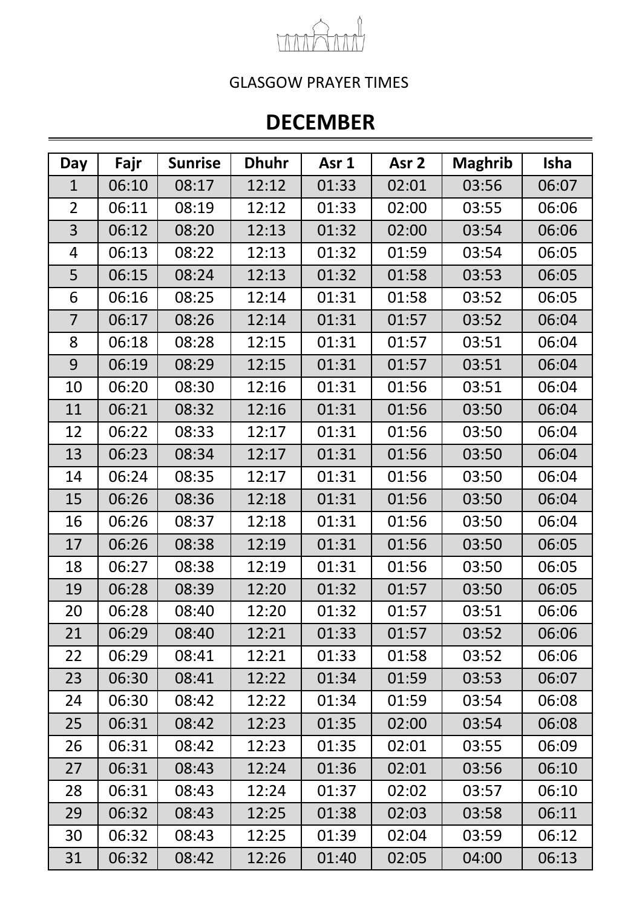GLASGOW PRAYER TIMES

# DECEMBER

| Day | Fajr | Sunrise | Dhuhr | Asr 1 | Asr 2 | Maghrib | Isha |
|---|---|---|---|---|---|---|---|
| 1 | 06:10 | 08:17 | 12:12 | 01:33 | 02:01 | 03:56 | 06:07 |
| 2 | 06:11 | 08:19 | 12:12 | 01:33 | 02:00 | 03:55 | 06:06 |
| 3 | 06:12 | 08:20 | 12:13 | 01:32 | 02:00 | 03:54 | 06:06 |
| 4 | 06:13 | 08:22 | 12:13 | 01:32 | 01:59 | 03:54 | 06:05 |
| 5 | 06:15 | 08:24 | 12:13 | 01:32 | 01:58 | 03:53 | 06:05 |
| 6 | 06:16 | 08:25 | 12:14 | 01:31 | 01:58 | 03:52 | 06:05 |
| 7 | 06:17 | 08:26 | 12:14 | 01:31 | 01:57 | 03:52 | 06:04 |
| 8 | 06:18 | 08:28 | 12:15 | 01:31 | 01:57 | 03:51 | 06:04 |
| 9 | 06:19 | 08:29 | 12:15 | 01:31 | 01:57 | 03:51 | 06:04 |
| 10 | 06:20 | 08:30 | 12:16 | 01:31 | 01:56 | 03:51 | 06:04 |
| 11 | 06:21 | 08:32 | 12:16 | 01:31 | 01:56 | 03:50 | 06:04 |
| 12 | 06:22 | 08:33 | 12:17 | 01:31 | 01:56 | 03:50 | 06:04 |
| 13 | 06:23 | 08:34 | 12:17 | 01:31 | 01:56 | 03:50 | 06:04 |
| 14 | 06:24 | 08:35 | 12:17 | 01:31 | 01:56 | 03:50 | 06:04 |
| 15 | 06:26 | 08:36 | 12:18 | 01:31 | 01:56 | 03:50 | 06:04 |
| 16 | 06:26 | 08:37 | 12:18 | 01:31 | 01:56 | 03:50 | 06:04 |
| 17 | 06:26 | 08:38 | 12:19 | 01:31 | 01:56 | 03:50 | 06:05 |
| 18 | 06:27 | 08:38 | 12:19 | 01:31 | 01:56 | 03:50 | 06:05 |
| 19 | 06:28 | 08:39 | 12:20 | 01:32 | 01:57 | 03:50 | 06:05 |
| 20 | 06:28 | 08:40 | 12:20 | 01:32 | 01:57 | 03:51 | 06:06 |
| 21 | 06:29 | 08:40 | 12:21 | 01:33 | 01:57 | 03:52 | 06:06 |
| 22 | 06:29 | 08:41 | 12:21 | 01:33 | 01:58 | 03:52 | 06:06 |
| 23 | 06:30 | 08:41 | 12:22 | 01:34 | 01:59 | 03:53 | 06:07 |
| 24 | 06:30 | 08:42 | 12:22 | 01:34 | 01:59 | 03:54 | 06:08 |
| 25 | 06:31 | 08:42 | 12:23 | 01:35 | 02:00 | 03:54 | 06:08 |
| 26 | 06:31 | 08:42 | 12:23 | 01:35 | 02:01 | 03:55 | 06:09 |
| 27 | 06:31 | 08:43 | 12:24 | 01:36 | 02:01 | 03:56 | 06:10 |
| 28 | 06:31 | 08:43 | 12:24 | 01:37 | 02:02 | 03:57 | 06:10 |
| 29 | 06:32 | 08:43 | 12:25 | 01:38 | 02:03 | 03:58 | 06:11 |
| 30 | 06:32 | 08:43 | 12:25 | 01:39 | 02:04 | 03:59 | 06:12 |
| 31 | 06:32 | 08:42 | 12:26 | 01:40 | 02:05 | 04:00 | 06:13 |